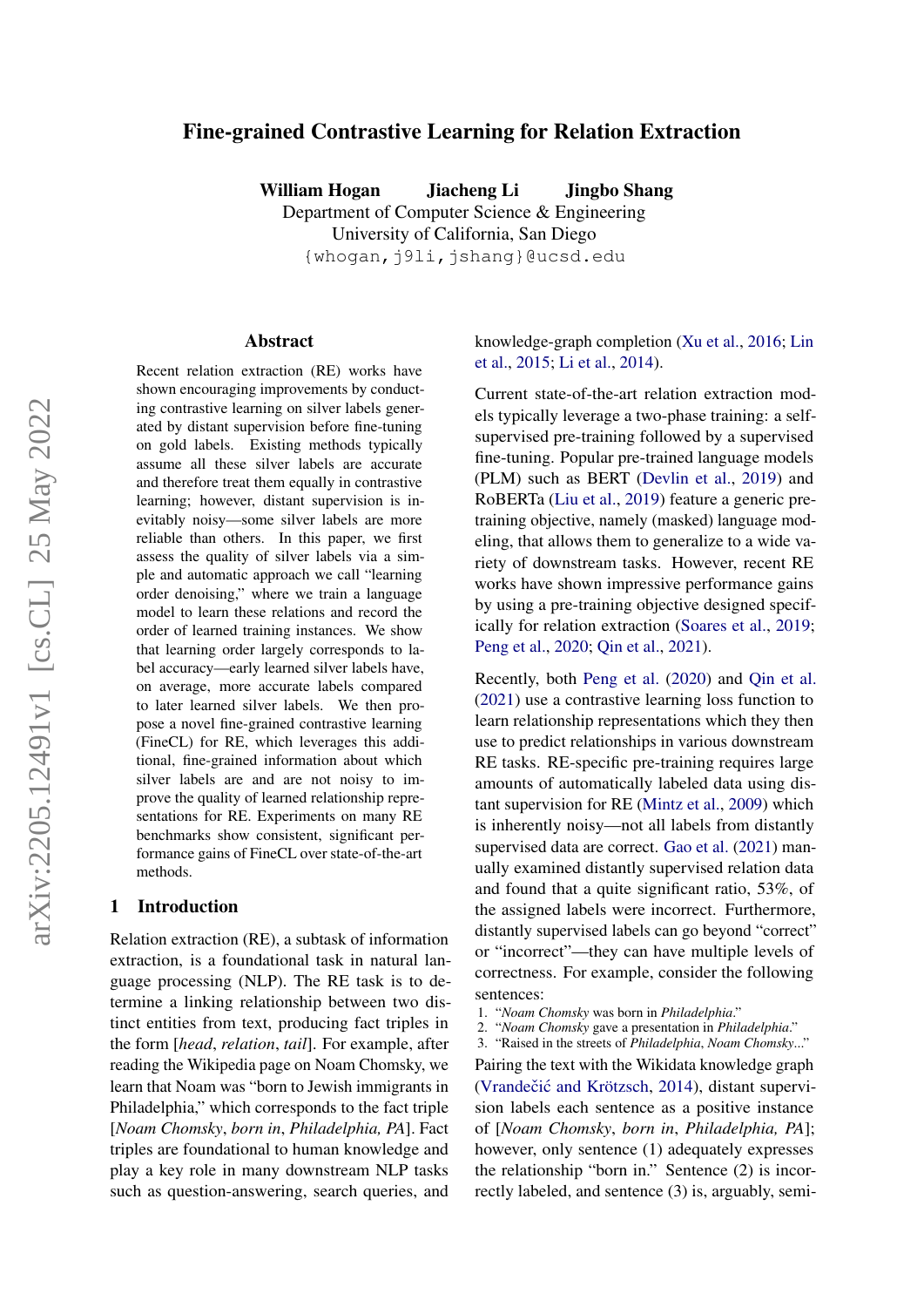# Fine-grained Contrastive Learning for Relation Extraction

**William Hogan   Jiacheng Li   Jingbo Shang**
Department of Computer Science & Engineering
University of California, San Diego
{whogan,j9li,jshang}@ucsd.edu

## Abstract

Recent relation extraction (RE) works have shown encouraging improvements by conducting contrastive learning on silver labels generated by distant supervision before fine-tuning on gold labels. Existing methods typically assume all these silver labels are accurate and therefore treat them equally in contrastive learning; however, distant supervision is inevitably noisy—some silver labels are more reliable than others. In this paper, we first assess the quality of silver labels via a simple and automatic approach we call "learning order denoising," where we train a language model to learn these relations and record the order of learned training instances. We show that learning order largely corresponds to label accuracy—early learned silver labels have, on average, more accurate labels compared to later learned silver labels. We then propose a novel fine-grained contrastive learning (FineCL) for RE, which leverages this additional, fine-grained information about which silver labels are and are not noisy to improve the quality of learned relationship representations for RE. Experiments on many RE benchmarks show consistent, significant performance gains of FineCL over state-of-the-art methods.

## 1 Introduction

Relation extraction (RE), a subtask of information extraction, is a foundational task in natural language processing (NLP). The RE task is to determine a linking relationship between two distinct entities from text, producing fact triples in the form [*head*, *relation*, *tail*]. For example, after reading the Wikipedia page on Noam Chomsky, we learn that Noam was "born to Jewish immigrants in Philadelphia," which corresponds to the fact triple [*Noam Chomsky*, *born in*, *Philadelphia, PA*]. Fact triples are foundational to human knowledge and play a key role in many downstream NLP tasks such as question-answering, search queries, and knowledge-graph completion (Xu et al., 2016; Lin et al., 2015; Li et al., 2014).

Current state-of-the-art relation extraction models typically leverage a two-phase training: a self-supervised pre-training followed by a supervised fine-tuning. Popular pre-trained language models (PLM) such as BERT (Devlin et al., 2019) and RoBERTa (Liu et al., 2019) feature a generic pre-training objective, namely (masked) language modeling, that allows them to generalize to a wide variety of downstream tasks. However, recent RE works have shown impressive performance gains by using a pre-training objective designed specifically for relation extraction (Soares et al., 2019; Peng et al., 2020; Qin et al., 2021).

Recently, both Peng et al. (2020) and Qin et al. (2021) use a contrastive learning loss function to learn relationship representations which they then use to predict relationships in various downstream RE tasks. RE-specific pre-training requires large amounts of automatically labeled data using distant supervision for RE (Mintz et al., 2009) which is inherently noisy—not all labels from distantly supervised data are correct. Gao et al. (2021) manually examined distantly supervised relation data and found that a quite significant ratio, 53%, of the assigned labels were incorrect. Furthermore, distantly supervised labels can go beyond "correct" or "incorrect"—they can have multiple levels of correctness. For example, consider the following sentences:

1. "*Noam Chomsky* was born in *Philadelphia*."
2. "*Noam Chomsky* gave a presentation in *Philadelphia*."
3. "Raised in the streets of *Philadelphia*, *Noam Chomsky*..."

Pairing the text with the Wikidata knowledge graph (Vrandečić and Krötzsch, 2014), distant supervision labels each sentence as a positive instance of [*Noam Chomsky*, *born in*, *Philadelphia, PA*]; however, only sentence (1) adequately expresses the relationship "born in." Sentence (2) is incorrectly labeled, and sentence (3) is, arguably, semi-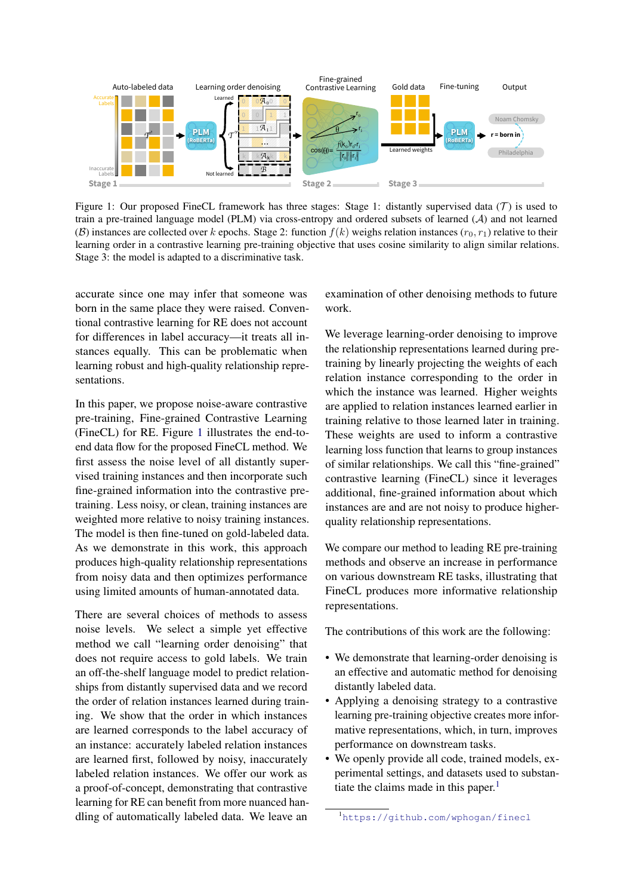Figure 1: Our proposed FineCL framework has three stages: Stage 1: distantly supervised data ($\mathcal{T}$) is used to train a pre-trained language model (PLM) via cross-entropy and ordered subsets of learned ($\mathcal{A}$) and not learned ($\mathcal{B}$) instances are collected over $k$ epochs. Stage 2: function $f(k)$ weighs relation instances ($r_0, r_1$) relative to their learning order in a contrastive learning pre-training objective that uses cosine similarity to align similar relations. Stage 3: the model is adapted to a discriminative task.

accurate since one may infer that someone was born in the same place they were raised. Conventional contrastive learning for RE does not account for differences in label accuracy—it treats all instances equally. This can be problematic when learning robust and high-quality relationship representations.

In this paper, we propose noise-aware contrastive pre-training, Fine-grained Contrastive Learning (FineCL) for RE. Figure 1 illustrates the end-to-end data flow for the proposed FineCL method. We first assess the noise level of all distantly supervised training instances and then incorporate such fine-grained information into the contrastive pre-training. Less noisy, or clean, training instances are weighted more relative to noisy training instances. The model is then fine-tuned on gold-labeled data. As we demonstrate in this work, this approach produces high-quality relationship representations from noisy data and then optimizes performance using limited amounts of human-annotated data.

There are several choices of methods to assess noise levels. We select a simple yet effective method we call "learning order denoising" that does not require access to gold labels. We train an off-the-shelf language model to predict relationships from distantly supervised data and we record the order of relation instances learned during training. We show that the order in which instances are learned corresponds to the label accuracy of an instance: accurately labeled relation instances are learned first, followed by noisy, inaccurately labeled relation instances. We offer our work as a proof-of-concept, demonstrating that contrastive learning for RE can benefit from more nuanced handling of automatically labeled data. We leave an examination of other denoising methods to future work.

We leverage learning-order denoising to improve the relationship representations learned during pre-training by linearly projecting the weights of each relation instance corresponding to the order in which the instance was learned. Higher weights are applied to relation instances learned earlier in training relative to those learned later in training. These weights are used to inform a contrastive learning loss function that learns to group instances of similar relationships. We call this "fine-grained" contrastive learning (FineCL) since it leverages additional, fine-grained information about which instances are and are not noisy to produce higher-quality relationship representations.

We compare our method to leading RE pre-training methods and observe an increase in performance on various downstream RE tasks, illustrating that FineCL produces more informative relationship representations.

The contributions of this work are the following:

- We demonstrate that learning-order denoising is an effective and automatic method for denoising distantly labeled data.
- Applying a denoising strategy to a contrastive learning pre-training objective creates more informative representations, which, in turn, improves performance on downstream tasks.
- We openly provide all code, trained models, experimental settings, and datasets used to substantiate the claims made in this paper.[1]

[1] https://github.com/wphogan/finecl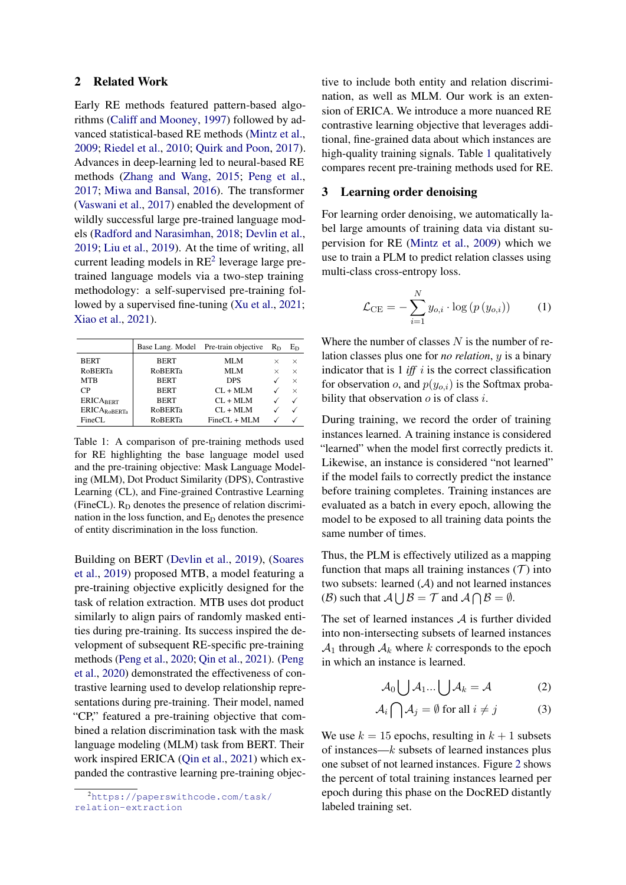## 2 Related Work

Early RE methods featured pattern-based algorithms (Califf and Mooney, 1997) followed by advanced statistical-based RE methods (Mintz et al., 2009; Riedel et al., 2010; Quirk and Poon, 2017). Advances in deep-learning led to neural-based RE methods (Zhang and Wang, 2015; Peng et al., 2017; Miwa and Bansal, 2016). The transformer (Vaswani et al., 2017) enabled the development of wildly successful large pre-trained language models (Radford and Narasimhan, 2018; Devlin et al., 2019; Liu et al., 2019). At the time of writing, all current leading models in RE[2] leverage large pre-trained language models via a two-step training methodology: a self-supervised pre-training followed by a supervised fine-tuning (Xu et al., 2021; Xiao et al., 2021).

| | Base Lang. Model | Pre-train objective | $R_D$ | $E_D$ |
|---|---|---|---|---|
| BERT | BERT | MLM | × | × |
| RoBERTa | RoBERTa | MLM | × | × |
| MTB | BERT | DPS | ✓ | × |
| CP | BERT | CL + MLM | ✓ | × |
| $\text{ERICA}_{\text{BERT}}$ | BERT | CL + MLM | ✓ | ✓ |
| $\text{ERICA}_{\text{RoBERTa}}$ | RoBERTa | CL + MLM | ✓ | ✓ |
| FineCL | RoBERTa | FineCL + MLM | ✓ | ✓ |

Table 1: A comparison of pre-training methods used for RE highlighting the base language model used and the pre-training objective: Mask Language Modeling (MLM), Dot Product Similarity (DPS), Contrastive Learning (CL), and Fine-grained Contrastive Learning (FineCL). $R_D$ denotes the presence of relation discrimination in the loss function, and $E_D$ denotes the presence of entity discrimination in the loss function.

Building on BERT (Devlin et al., 2019), (Soares et al., 2019) proposed MTB, a model featuring a pre-training objective explicitly designed for the task of relation extraction. MTB uses dot product similarity to align pairs of randomly masked entities during pre-training. Its success inspired the development of subsequent RE-specific pre-training methods (Peng et al., 2020; Qin et al., 2021). (Peng et al., 2020) demonstrated the effectiveness of contrastive learning used to develop relationship representations during pre-training. Their model, named "CP," featured a pre-training objective that combined a relation discrimination task with the mask language modeling (MLM) task from BERT. Their work inspired ERICA (Qin et al., 2021) which expanded the contrastive learning pre-training objective to include both entity and relation discrimination, as well as MLM. Our work is an extension of ERICA. We introduce a more nuanced RE contrastive learning objective that leverages additional, fine-grained data about which instances are high-quality training signals. Table 1 qualitatively compares recent pre-training methods used for RE.

[2] https://paperswithcode.com/task/relation-extraction

## 3 Learning order denoising

For learning order denoising, we automatically label large amounts of training data via distant supervision for RE (Mintz et al., 2009) which we use to train a PLM to predict relation classes using multi-class cross-entropy loss.

$$\mathcal{L}_{\text{CE}} = -\sum_{i=1}^{N} y_{o,i} \cdot \log\left(p\left(y_{o,i}\right)\right) \tag{1}$$

Where the number of classes $N$ is the number of relation classes plus one for *no relation*, $y$ is a binary indicator that is 1 *iff* $i$ is the correct classification for observation $o$, and $p(y_{o,i})$ is the Softmax probability that observation $o$ is of class $i$.

During training, we record the order of training instances learned. A training instance is considered "learned" when the model first correctly predicts it. Likewise, an instance is considered "not learned" if the model fails to correctly predict the instance before training completes. Training instances are evaluated as a batch in every epoch, allowing the model to be exposed to all training data points the same number of times.

Thus, the PLM is effectively utilized as a mapping function that maps all training instances ($\mathcal{T}$) into two subsets: learned ($\mathcal{A}$) and not learned instances ($\mathcal{B}$) such that $\mathcal{A} \bigcup \mathcal{B} = \mathcal{T}$ and $\mathcal{A} \bigcap \mathcal{B} = \emptyset$.

The set of learned instances $\mathcal{A}$ is further divided into non-intersecting subsets of learned instances $\mathcal{A}_1$ through $\mathcal{A}_k$ where $k$ corresponds to the epoch in which an instance is learned.

$$\mathcal{A}_0 \bigcup \mathcal{A}_1 ... \bigcup \mathcal{A}_k = \mathcal{A} \tag{2}$$

$$\mathcal{A}_i \bigcap \mathcal{A}_j = \emptyset \text{ for all } i \neq j \tag{3}$$

We use $k = 15$ epochs, resulting in $k + 1$ subsets of instances—$k$ subsets of learned instances plus one subset of not learned instances. Figure 2 shows the percent of total training instances learned per epoch during this phase on the DocRED distantly labeled training set.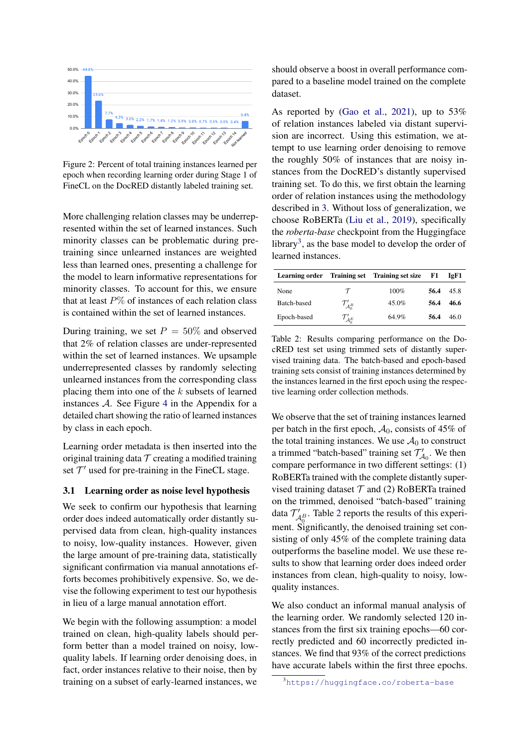Figure 2: Percent of total training instances learned per epoch when recording learning order during Stage 1 of FineCL on the DocRED distantly labeled training set.

More challenging relation classes may be underrepresented within the set of learned instances. Such minority classes can be problematic during pretraining since unlearned instances are weighted less than learned ones, presenting a challenge for the model to learn informative representations for minority classes. To account for this, we ensure that at least $P\%$ of instances of each relation class is contained within the set of learned instances.

During training, we set $P = 50\%$ and observed that 2% of relation classes are under-represented within the set of learned instances. We upsample underrepresented classes by randomly selecting unlearned instances from the corresponding class placing them into one of the $k$ subsets of learned instances $\mathcal{A}$. See Figure 4 in the Appendix for a detailed chart showing the ratio of learned instances by class in each epoch.

Learning order metadata is then inserted into the original training data $\mathcal{T}$ creating a modified training set $\mathcal{T}'$ used for pre-training in the FineCL stage.

### 3.1 Learning order as noise level hypothesis

We seek to confirm our hypothesis that learning order does indeed automatically order distantly supervised data from clean, high-quality instances to noisy, low-quality instances. However, given the large amount of pre-training data, statistically significant confirmation via manual annotations efforts becomes prohibitively expensive. So, we devise the following experiment to test our hypothesis in lieu of a large manual annotation effort.

We begin with the following assumption: a model trained on clean, high-quality labels should perform better than a model trained on noisy, low-quality labels. If learning order denoising does, in fact, order instances relative to their noise, then by training on a subset of early-learned instances, we should observe a boost in overall performance compared to a baseline model trained on the complete dataset.

As reported by (Gao et al., 2021), up to 53% of relation instances labeled via distant supervision are incorrect. Using this estimation, we attempt to use learning order denoising to remove the roughly 50% of instances that are noisy instances from the DocRED's distantly supervised training set. To do this, we first obtain the learning order of relation instances using the methodology described in 3. Without loss of generalization, we choose RoBERTa (Liu et al., 2019), specifically the *roberta-base* checkpoint from the Huggingface library[3], as the base model to develop the order of learned instances.

| Learning order | Training set | Training set size | F1 | IgF1 |
|---|---|---|---|---|
| None | $\mathcal{T}$ | 100% | **56.4** | 45.8 |
| Batch-based | $\mathcal{T}'_{\mathcal{A}_0^B}$ | 45.0% | **56.4** | **46.6** |
| Epoch-based | $\mathcal{T}'_{\mathcal{A}_0^E}$ | 64.9% | **56.4** | 46.0 |

Table 2: Results comparing performance on the DocRED test set using trimmed sets of distantly supervised training data. The batch-based and epoch-based training sets consist of training instances determined by the instances learned in the first epoch using the respective learning order collection methods.

We observe that the set of training instances learned per batch in the first epoch, $\mathcal{A}_0$, consists of 45% of the total training instances. We use $\mathcal{A}_0$ to construct a trimmed "batch-based" training set $\mathcal{T}'_{\mathcal{A}_0}$. We then compare performance in two different settings: (1) RoBERTa trained with the complete distantly supervised training dataset $\mathcal{T}$ and (2) RoBERTa trained on the trimmed, denoised "batch-based" training data $\mathcal{T}'_{\mathcal{A}_0^B}$. Table 2 reports the results of this experiment. Significantly, the denoised training set consisting of only 45% of the complete training data outperforms the baseline model. We use these results to show that learning order does indeed order instances from clean, high-quality to noisy, low-quality instances.

We also conduct an informal manual analysis of the learning order. We randomly selected 120 instances from the first six training epochs—60 correctly predicted and 60 incorrectly predicted instances. We find that 93% of the correct predictions have accurate labels within the first three epochs.

[3] https://huggingface.co/roberta-base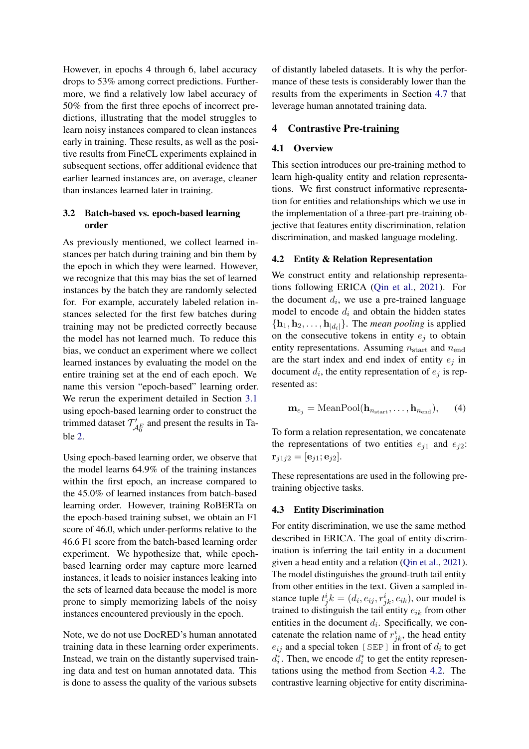However, in epochs 4 through 6, label accuracy drops to 53% among correct predictions. Furthermore, we find a relatively low label accuracy of 50% from the first three epochs of incorrect predictions, illustrating that the model struggles to learn noisy instances compared to clean instances early in training. These results, as well as the positive results from FineCL experiments explained in subsequent sections, offer additional evidence that earlier learned instances are, on average, cleaner than instances learned later in training.

### 3.2 Batch-based vs. epoch-based learning order

As previously mentioned, we collect learned instances per batch during training and bin them by the epoch in which they were learned. However, we recognize that this may bias the set of learned instances by the batch they are randomly selected for. For example, accurately labeled relation instances selected for the first few batches during training may not be predicted correctly because the model has not learned much. To reduce this bias, we conduct an experiment where we collect learned instances by evaluating the model on the entire training set at the end of each epoch. We name this version "epoch-based" learning order. We rerun the experiment detailed in Section 3.1 using epoch-based learning order to construct the trimmed dataset $\mathcal{T}'_{\mathcal{A}_0^E}$ and present the results in Table 2.

Using epoch-based learning order, we observe that the model learns 64.9% of the training instances within the first epoch, an increase compared to the 45.0% of learned instances from batch-based learning order. However, training RoBERTa on the epoch-based training subset, we obtain an F1 score of 46.0, which under-performs relative to the 46.6 F1 score from the batch-based learning order experiment. We hypothesize that, while epoch-based learning order may capture more learned instances, it leads to noisier instances leaking into the sets of learned data because the model is more prone to simply memorizing labels of the noisy instances encountered previously in the epoch.

Note, we do not use DocRED's human annotated training data in these learning order experiments. Instead, we train on the distantly supervised training data and test on human annotated data. This is done to assess the quality of the various subsets of distantly labeled datasets. It is why the performance of these tests is considerably lower than the results from the experiments in Section 4.7 that leverage human annotated training data.

## 4 Contrastive Pre-training

### 4.1 Overview

This section introduces our pre-training method to learn high-quality entity and relation representations. We first construct informative representation for entities and relationships which we use in the implementation of a three-part pre-training objective that features entity discrimination, relation discrimination, and masked language modeling.

### 4.2 Entity & Relation Representation

We construct entity and relationship representations following ERICA (Qin et al., 2021). For the document $d_i$, we use a pre-trained language model to encode $d_i$ and obtain the hidden states $\{\mathbf{h}_1, \mathbf{h}_2, \ldots, \mathbf{h}_{|d_i|}\}$. The *mean pooling* is applied on the consecutive tokens in entity $e_j$ to obtain entity representations. Assuming $n_{\text{start}}$ and $n_{\text{end}}$ are the start index and end index of entity $e_j$ in document $d_i$, the entity representation of $e_j$ is represented as:

$$\mathbf{m}_{e_j} = \text{MeanPool}(\mathbf{h}_{n_{\text{start}}}, \ldots, \mathbf{h}_{n_{\text{end}}}), \quad (4)$$

To form a relation representation, we concatenate the representations of two entities $e_{j1}$ and $e_{j2}$: $\mathbf{r}_{j1j2} = [\mathbf{e}_{j1}; \mathbf{e}_{j2}]$.

These representations are used in the following pre-training objective tasks.

### 4.3 Entity Discrimination

For entity discrimination, we use the same method described in ERICA. The goal of entity discrimination is inferring the tail entity in a document given a head entity and a relation (Qin et al., 2021). The model distinguishes the ground-truth tail entity from other entities in the text. Given a sampled instance tuple $t^i_jk = (d_i, e_{ij}, r^i_{jk}, e_{ik})$, our model is trained to distinguish the tail entity $e_{ik}$ from other entities in the document $d_i$. Specifically, we concatenate the relation name of $r^i_{jk}$, the head entity $e_{ij}$ and a special token [SEP] in front of $d_i$ to get $d^*_i$. Then, we encode $d^*_i$ to get the entity representations using the method from Section 4.2. The contrastive learning objective for entity discrimina-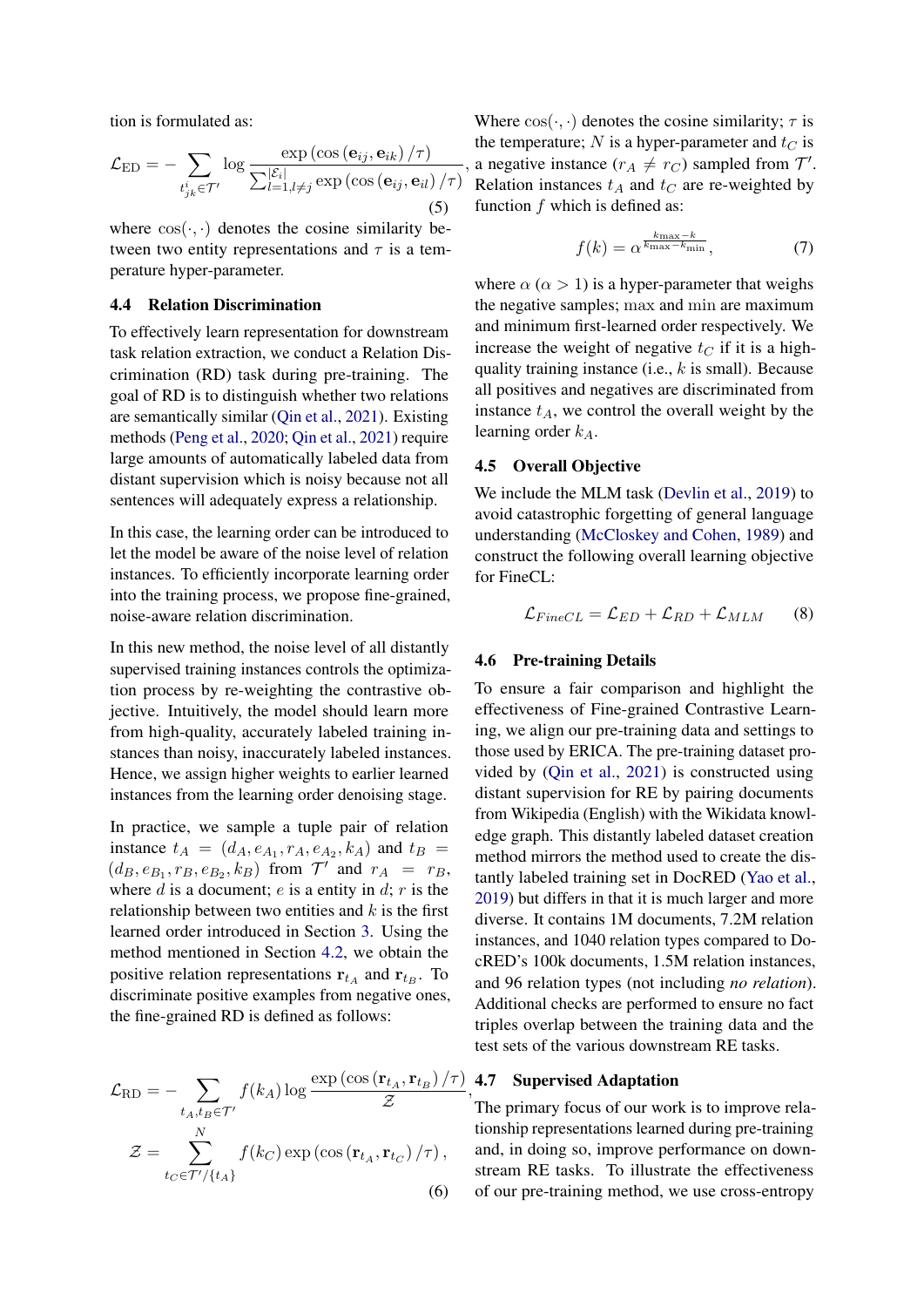tion is formulated as:

$$\mathcal{L}_{\text{ED}} = -\sum_{t^i_{jk} \in \mathcal{T}'} \log \frac{\exp\left(\cos\left(\mathbf{e}_{ij}, \mathbf{e}_{ik}\right)/\tau\right)}{\sum_{l=1, l \neq j}^{|\mathcal{E}_i|} \exp\left(\cos\left(\mathbf{e}_{ij}, \mathbf{e}_{il}\right)/\tau\right)}, \tag{5}$$

where $\cos(\cdot, \cdot)$ denotes the cosine similarity between two entity representations and $\tau$ is a temperature hyper-parameter.

### 4.4 Relation Discrimination

To effectively learn representation for downstream task relation extraction, we conduct a Relation Discrimination (RD) task during pre-training. The goal of RD is to distinguish whether two relations are semantically similar (Qin et al., 2021). Existing methods (Peng et al., 2020; Qin et al., 2021) require large amounts of automatically labeled data from distant supervision which is noisy because not all sentences will adequately express a relationship.

In this case, the learning order can be introduced to let the model be aware of the noise level of relation instances. To efficiently incorporate learning order into the training process, we propose fine-grained, noise-aware relation discrimination.

In this new method, the noise level of all distantly supervised training instances controls the optimization process by re-weighting the contrastive objective. Intuitively, the model should learn more from high-quality, accurately labeled training instances than noisy, inaccurately labeled instances. Hence, we assign higher weights to earlier learned instances from the learning order denoising stage.

In practice, we sample a tuple pair of relation instance $t_A = (d_A, e_{A_1}, r_A, e_{A_2}, k_A)$ and $t_B = (d_B, e_{B_1}, r_B, e_{B_2}, k_B)$ from $\mathcal{T}'$ and $r_A = r_B$, where $d$ is a document; $e$ is a entity in $d$; $r$ is the relationship between two entities and $k$ is the first learned order introduced in Section 3. Using the method mentioned in Section 4.2, we obtain the positive relation representations $\mathbf{r}_{t_A}$ and $\mathbf{r}_{t_B}$. To discriminate positive examples from negative ones, the fine-grained RD is defined as follows:

$$\mathcal{L}_{\text{RD}} = -\sum_{t_A, t_B \in \mathcal{T}'} f(k_A) \log \frac{\exp\left(\cos\left(\mathbf{r}_{t_A}, \mathbf{r}_{t_B}\right)/\tau\right)}{\mathcal{Z}},$$

$$\mathcal{Z} = \sum_{t_C \in \mathcal{T}'/\{t_A\}}^{N} f(k_C) \exp\left(\cos\left(\mathbf{r}_{t_A}, \mathbf{r}_{t_C}\right)/\tau\right), \tag{6}$$

Where $\cos(\cdot, \cdot)$ denotes the cosine similarity; $\tau$ is the temperature; $N$ is a hyper-parameter and $t_C$ is a negative instance ($r_A \neq r_C$) sampled from $\mathcal{T}'$. Relation instances $t_A$ and $t_C$ are re-weighted by function $f$ which is defined as:

$$f(k) = \alpha^{\frac{k_{\max} - k}{k_{\max} - k_{\min}}}, \tag{7}$$

where $\alpha$ ($\alpha > 1$) is a hyper-parameter that weighs the negative samples; $\max$ and $\min$ are maximum and minimum first-learned order respectively. We increase the weight of negative $t_C$ if it is a high-quality training instance (i.e., $k$ is small). Because all positives and negatives are discriminated from instance $t_A$, we control the overall weight by the learning order $k_A$.

### 4.5 Overall Objective

We include the MLM task (Devlin et al., 2019) to avoid catastrophic forgetting of general language understanding (McCloskey and Cohen, 1989) and construct the following overall learning objective for FineCL:

$$\mathcal{L}_{FineCL} = \mathcal{L}_{ED} + \mathcal{L}_{RD} + \mathcal{L}_{MLM} \tag{8}$$

### 4.6 Pre-training Details

To ensure a fair comparison and highlight the effectiveness of Fine-grained Contrastive Learning, we align our pre-training data and settings to those used by ERICA. The pre-training dataset provided by (Qin et al., 2021) is constructed using distant supervision for RE by pairing documents from Wikipedia (English) with the Wikidata knowledge graph. This distantly labeled dataset creation method mirrors the method used to create the distantly labeled training set in DocRED (Yao et al., 2019) but differs in that it is much larger and more diverse. It contains 1M documents, 7.2M relation instances, and 1040 relation types compared to DocRED's 100k documents, 1.5M relation instances, and 96 relation types (not including *no relation*). Additional checks are performed to ensure no fact triples overlap between the training data and the test sets of the various downstream RE tasks.

### 4.7 Supervised Adaptation

The primary focus of our work is to improve relationship representations learned during pre-training and, in doing so, improve performance on downstream RE tasks. To illustrate the effectiveness of our pre-training method, we use cross-entropy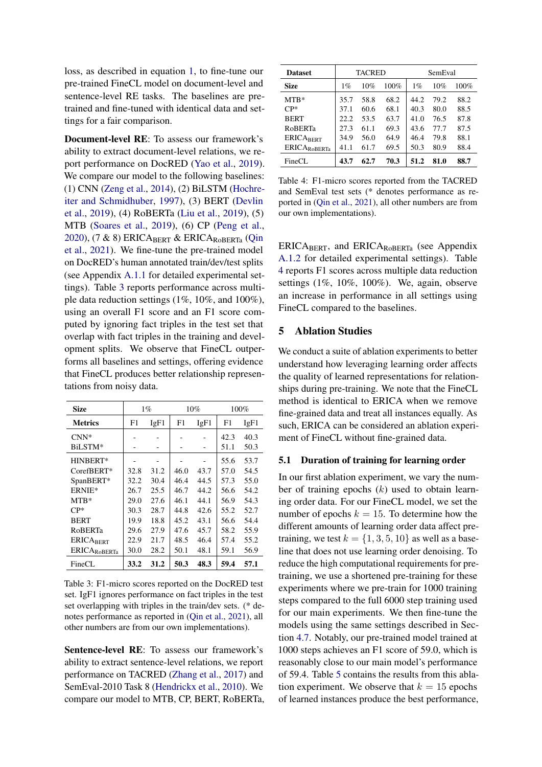loss, as described in equation 1, to fine-tune our pre-trained FineCL model on document-level and sentence-level RE tasks. The baselines are pre-trained and fine-tuned with identical data and settings for a fair comparison.

**Document-level RE**: To assess our framework's ability to extract document-level relations, we report performance on DocRED (Yao et al., 2019). We compare our model to the following baselines: (1) CNN (Zeng et al., 2014), (2) BiLSTM (Hochreiter and Schmidhuber, 1997), (3) BERT (Devlin et al., 2019), (4) RoBERTa (Liu et al., 2019), (5) MTB (Soares et al., 2019), (6) CP (Peng et al., 2020), (7 & 8) $\text{ERICA}_{\text{BERT}}$ & $\text{ERICA}_{\text{RoBERTa}}$ (Qin et al., 2021). We fine-tune the pre-trained model on DocRED's human annotated train/dev/test splits (see Appendix A.1.1 for detailed experimental settings). Table 3 reports performance across multiple data reduction settings (1%, 10%, and 100%), using an overall F1 score and an F1 score computed by ignoring fact triples in the test set that overlap with fact triples in the training and development splits. We observe that FineCL outperforms all baselines and settings, offering evidence that FineCL produces better relationship representations from noisy data.

| Size | 1% | | 10% | | 100% | |
|---|---|---|---|---|---|---|
| **Metrics** | F1 | IgF1 | F1 | IgF1 | F1 | IgF1 |
| CNN* | - | - | - | - | 42.3 | 40.3 |
| BiLSTM* | - | - | - | - | 51.1 | 50.3 |
| HINBERT* | - | - | - | - | 55.6 | 53.7 |
| CorefBERT* | 32.8 | 31.2 | 46.0 | 43.7 | 57.0 | 54.5 |
| SpanBERT* | 32.2 | 30.4 | 46.4 | 44.5 | 57.3 | 55.0 |
| ERNIE* | 26.7 | 25.5 | 46.7 | 44.2 | 56.6 | 54.2 |
| MTB* | 29.0 | 27.6 | 46.1 | 44.1 | 56.9 | 54.3 |
| CP* | 30.3 | 28.7 | 44.8 | 42.6 | 55.2 | 52.7 |
| BERT | 19.9 | 18.8 | 45.2 | 43.1 | 56.6 | 54.4 |
| RoBERTa | 29.6 | 27.9 | 47.6 | 45.7 | 58.2 | 55.9 |
| $\text{ERICA}_{\text{BERT}}$ | 22.9 | 21.7 | 48.5 | 46.4 | 57.4 | 55.2 |
| $\text{ERICA}_{\text{RoBERTa}}$ | 30.0 | 28.2 | 50.1 | 48.1 | 59.1 | 56.9 |
| FineCL | **33.2** | **31.2** | **50.3** | **48.3** | **59.4** | **57.1** |

Table 3: F1-micro scores reported on the DocRED test set. IgF1 ignores performance on fact triples in the test set overlapping with triples in the train/dev sets. (* denotes performance as reported in (Qin et al., 2021), all other numbers are from our own implementations).

**Sentence-level RE**: To assess our framework's ability to extract sentence-level relations, we report performance on TACRED (Zhang et al., 2017) and SemEval-2010 Task 8 (Hendrickx et al., 2010). We compare our model to MTB, CP, BERT, RoBERTa, $\text{ERICA}_{\text{BERT}}$, and $\text{ERICA}_{\text{RoBERTa}}$ (see Appendix A.1.2 for detailed experimental settings). Table 4 reports F1 scores across multiple data reduction settings (1%, 10%, 100%). We, again, observe an increase in performance in all settings using FineCL compared to the baselines.

| Dataset | TACRED | | | SemEval | | |
|---|---|---|---|---|---|---|
| **Size** | 1% | 10% | 100% | 1% | 10% | 100% |
| MTB* | 35.7 | 58.8 | 68.2 | 44.2 | 79.2 | 88.2 |
| CP* | 37.1 | 60.6 | 68.1 | 40.3 | 80.0 | 88.5 |
| BERT | 22.2 | 53.5 | 63.7 | 41.0 | 76.5 | 87.8 |
| RoBERTa | 27.3 | 61.1 | 69.3 | 43.6 | 77.7 | 87.5 |
| $\text{ERICA}_{\text{BERT}}$ | 34.9 | 56.0 | 64.9 | 46.4 | 79.8 | 88.1 |
| $\text{ERICA}_{\text{RoBERTa}}$ | 41.1 | 61.7 | 69.5 | 50.3 | 80.9 | 88.4 |
| FineCL | **43.7** | **62.7** | **70.3** | **51.2** | **81.0** | **88.7** |

Table 4: F1-micro scores reported from the TACRED and SemEval test sets (* denotes performance as reported in (Qin et al., 2021), all other numbers are from our own implementations).

## 5 Ablation Studies

We conduct a suite of ablation experiments to better understand how leveraging learning order affects the quality of learned representations for relationships during pre-training. We note that the FineCL method is identical to ERICA when we remove fine-grained data and treat all instances equally. As such, ERICA can be considered an ablation experiment of FineCL without fine-grained data.

### 5.1 Duration of training for learning order

In our first ablation experiment, we vary the number of training epochs ($k$) used to obtain learning order data. For our FineCL model, we set the number of epochs $k = 15$. To determine how the different amounts of learning order data affect pre-training, we test $k = \{1, 3, 5, 10\}$ as well as a baseline that does not use learning order denoising. To reduce the high computational requirements for pre-training, we use a shortened pre-training for these experiments where we pre-train for 1000 training steps compared to the full 6000 step training used for our main experiments. We then fine-tune the models using the same settings described in Section 4.7. Notably, our pre-trained model trained at 1000 steps achieves an F1 score of 59.0, which is reasonably close to our main model's performance of 59.4. Table 5 contains the results from this ablation experiment. We observe that $k = 15$ epochs of learned instances produce the best performance,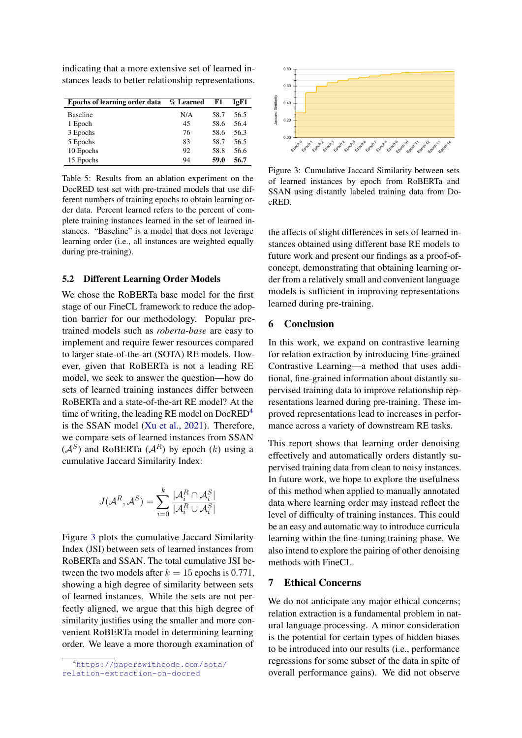indicating that a more extensive set of learned instances leads to better relationship representations.

| Epochs of learning order data | % Learned | F1 | IgF1 |
|---|---|---|---|
| Baseline | N/A | 58.7 | 56.5 |
| 1 Epoch | 45 | 58.6 | 56.4 |
| 3 Epochs | 76 | 58.6 | 56.3 |
| 5 Epochs | 83 | 58.7 | 56.5 |
| 10 Epochs | 92 | 58.8 | 56.6 |
| 15 Epochs | 94 | **59.0** | **56.7** |

Table 5: Results from an ablation experiment on the DocRED test set with pre-trained models that use different numbers of training epochs to obtain learning order data. Percent learned refers to the percent of complete training instances learned in the set of learned instances. "Baseline" is a model that does not leverage learning order (i.e., all instances are weighted equally during pre-training).

### 5.2 Different Learning Order Models

We chose the RoBERTa base model for the first stage of our FineCL framework to reduce the adoption barrier for our methodology. Popular pre-trained models such as *roberta-base* are easy to implement and require fewer resources compared to larger state-of-the-art (SOTA) RE models. However, given that RoBERTa is not a leading RE model, we seek to answer the question—how do sets of learned training instances differ between RoBERTa and a state-of-the-art RE model? At the time of writing, the leading RE model on DocRED[4] is the SSAN model (Xu et al., 2021). Therefore, we compare sets of learned instances from SSAN ($\mathcal{A}^S$) and RoBERTa ($\mathcal{A}^R$) by epoch ($k$) using a cumulative Jaccard Similarity Index:

$$J(\mathcal{A}^R, \mathcal{A}^S) = \sum_{i=0}^{k} \frac{|\mathcal{A}_i^R \cap \mathcal{A}_i^S|}{|\mathcal{A}_i^R \cup \mathcal{A}_i^S|}$$

Figure 3 plots the cumulative Jaccard Similarity Index (JSI) between sets of learned instances from RoBERTa and SSAN. The total cumulative JSI between the two models after $k = 15$ epochs is 0.771, showing a high degree of similarity between sets of learned instances. While the sets are not perfectly aligned, we argue that this high degree of similarity justifies using the smaller and more convenient RoBERTa model in determining learning order. We leave a more thorough examination of the affects of slight differences in sets of learned instances obtained using different base RE models to future work and present our findings as a proof-of-concept, demonstrating that obtaining learning order from a relatively small and convenient language models is sufficient in improving representations learned during pre-training.

Figure 3: Cumulative Jaccard Similarity between sets of learned instances by epoch from RoBERTa and SSAN using distantly labeled training data from DocRED.

## 6 Conclusion

In this work, we expand on contrastive learning for relation extraction by introducing Fine-grained Contrastive Learning—a method that uses additional, fine-grained information about distantly supervised training data to improve relationship representations learned during pre-training. These improved representations lead to increases in performance across a variety of downstream RE tasks.

This report shows that learning order denoising effectively and automatically orders distantly supervised training data from clean to noisy instances. In future work, we hope to explore the usefulness of this method when applied to manually annotated data where learning order may instead reflect the level of difficulty of training instances. This could be an easy and automatic way to introduce curricula learning within the fine-tuning training phase. We also intend to explore the pairing of other denoising methods with FineCL.

## 7 Ethical Concerns

We do not anticipate any major ethical concerns; relation extraction is a fundamental problem in natural language processing. A minor consideration is the potential for certain types of hidden biases to be introduced into our results (i.e., performance regressions for some subset of the data in spite of overall performance gains). We did not observe

[4] https://paperswithcode.com/sota/relation-extraction-on-docred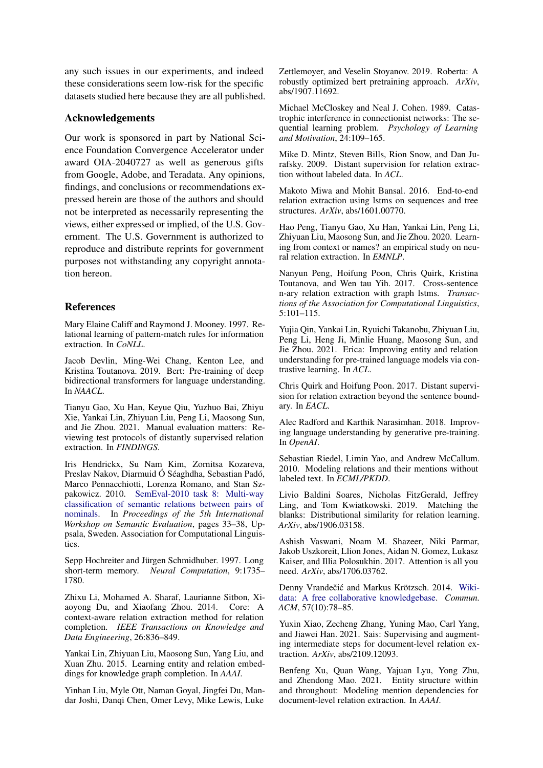any such issues in our experiments, and indeed these considerations seem low-risk for the specific datasets studied here because they are all published.

## Acknowledgements

Our work is sponsored in part by National Science Foundation Convergence Accelerator under award OIA-2040727 as well as generous gifts from Google, Adobe, and Teradata. Any opinions, findings, and conclusions or recommendations expressed herein are those of the authors and should not be interpreted as necessarily representing the views, either expressed or implied, of the U.S. Government. The U.S. Government is authorized to reproduce and distribute reprints for government purposes not withstanding any copyright annotation hereon.

## References

Mary Elaine Califf and Raymond J. Mooney. 1997. Relational learning of pattern-match rules for information extraction. In *CoNLL*.

Jacob Devlin, Ming-Wei Chang, Kenton Lee, and Kristina Toutanova. 2019. Bert: Pre-training of deep bidirectional transformers for language understanding. In *NAACL*.

Tianyu Gao, Xu Han, Keyue Qiu, Yuzhuo Bai, Zhiyu Xie, Yankai Lin, Zhiyuan Liu, Peng Li, Maosong Sun, and Jie Zhou. 2021. Manual evaluation matters: Reviewing test protocols of distantly supervised relation extraction. In *FINDINGS*.

Iris Hendrickx, Su Nam Kim, Zornitsa Kozareva, Preslav Nakov, Diarmuid Ó Séaghdha, Sebastian Padó, Marco Pennacchiotti, Lorenza Romano, and Stan Szpakowicz. 2010. SemEval-2010 task 8: Multi-way classification of semantic relations between pairs of nominals. In *Proceedings of the 5th International Workshop on Semantic Evaluation*, pages 33–38, Uppsala, Sweden. Association for Computational Linguistics.

Sepp Hochreiter and Jürgen Schmidhuber. 1997. Long short-term memory. *Neural Computation*, 9:1735–1780.

Zhixu Li, Mohamed A. Sharaf, Laurianne Sitbon, Xiaoyong Du, and Xiaofang Zhou. 2014. Core: A context-aware relation extraction method for relation completion. *IEEE Transactions on Knowledge and Data Engineering*, 26:836–849.

Yankai Lin, Zhiyuan Liu, Maosong Sun, Yang Liu, and Xuan Zhu. 2015. Learning entity and relation embeddings for knowledge graph completion. In *AAAI*.

Yinhan Liu, Myle Ott, Naman Goyal, Jingfei Du, Mandar Joshi, Danqi Chen, Omer Levy, Mike Lewis, Luke Zettlemoyer, and Veselin Stoyanov. 2019. Roberta: A robustly optimized bert pretraining approach. *ArXiv*, abs/1907.11692.

Michael McCloskey and Neal J. Cohen. 1989. Catastrophic interference in connectionist networks: The sequential learning problem. *Psychology of Learning and Motivation*, 24:109–165.

Mike D. Mintz, Steven Bills, Rion Snow, and Dan Jurafsky. 2009. Distant supervision for relation extraction without labeled data. In *ACL*.

Makoto Miwa and Mohit Bansal. 2016. End-to-end relation extraction using lstms on sequences and tree structures. *ArXiv*, abs/1601.00770.

Hao Peng, Tianyu Gao, Xu Han, Yankai Lin, Peng Li, Zhiyuan Liu, Maosong Sun, and Jie Zhou. 2020. Learning from context or names? an empirical study on neural relation extraction. In *EMNLP*.

Nanyun Peng, Hoifung Poon, Chris Quirk, Kristina Toutanova, and Wen tau Yih. 2017. Cross-sentence n-ary relation extraction with graph lstms. *Transactions of the Association for Computational Linguistics*, 5:101–115.

Yujia Qin, Yankai Lin, Ryuichi Takanobu, Zhiyuan Liu, Peng Li, Heng Ji, Minlie Huang, Maosong Sun, and Jie Zhou. 2021. Erica: Improving entity and relation understanding for pre-trained language models via contrastive learning. In *ACL*.

Chris Quirk and Hoifung Poon. 2017. Distant supervision for relation extraction beyond the sentence boundary. In *EACL*.

Alec Radford and Karthik Narasimhan. 2018. Improving language understanding by generative pre-training. In *OpenAI*.

Sebastian Riedel, Limin Yao, and Andrew McCallum. 2010. Modeling relations and their mentions without labeled text. In *ECML/PKDD*.

Livio Baldini Soares, Nicholas FitzGerald, Jeffrey Ling, and Tom Kwiatkowski. 2019. Matching the blanks: Distributional similarity for relation learning. *ArXiv*, abs/1906.03158.

Ashish Vaswani, Noam M. Shazeer, Niki Parmar, Jakob Uszkoreit, Llion Jones, Aidan N. Gomez, Lukasz Kaiser, and Illia Polosukhin. 2017. Attention is all you need. *ArXiv*, abs/1706.03762.

Denny Vrandečić and Markus Krötzsch. 2014. Wikidata: A free collaborative knowledgebase. *Commun. ACM*, 57(10):78–85.

Yuxin Xiao, Zecheng Zhang, Yuning Mao, Carl Yang, and Jiawei Han. 2021. Sais: Supervising and augmenting intermediate steps for document-level relation extraction. *ArXiv*, abs/2109.12093.

Benfeng Xu, Quan Wang, Yajuan Lyu, Yong Zhu, and Zhendong Mao. 2021. Entity structure within and throughout: Modeling mention dependencies for document-level relation extraction. In *AAAI*.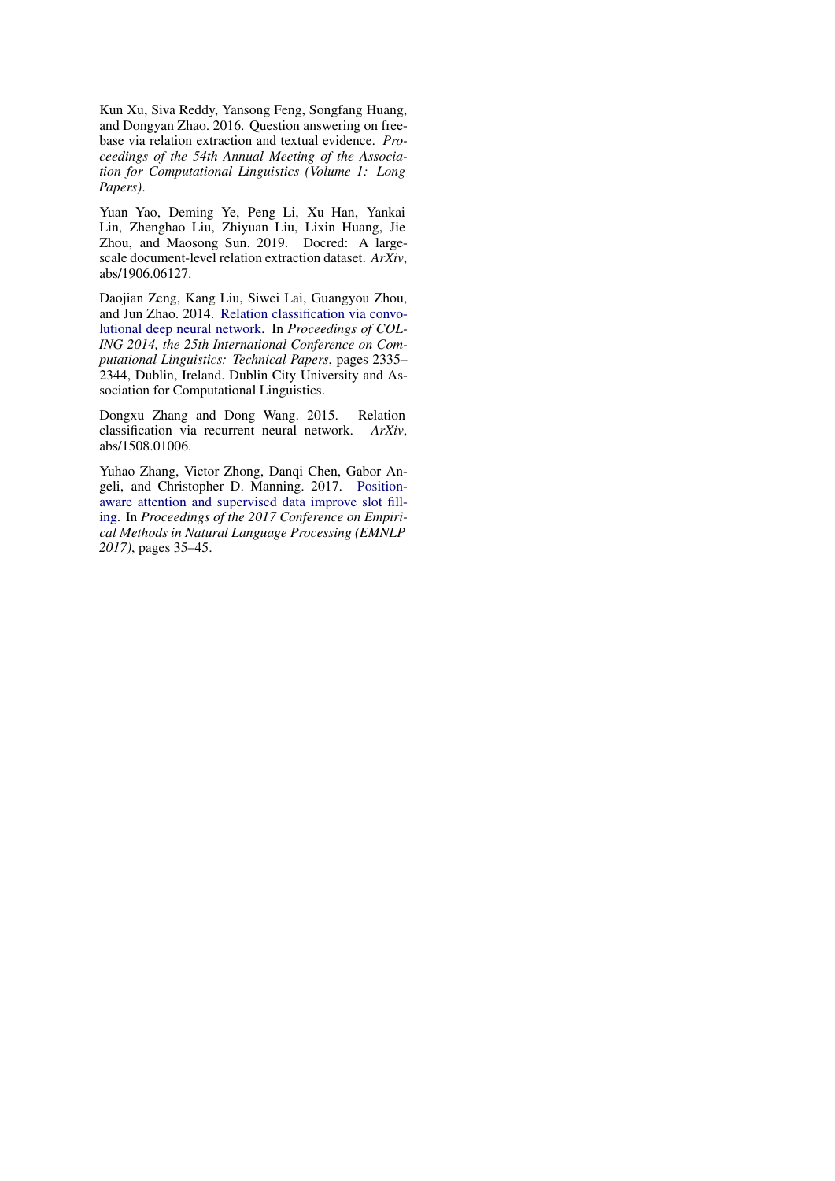Kun Xu, Siva Reddy, Yansong Feng, Songfang Huang, and Dongyan Zhao. 2016. Question answering on freebase via relation extraction and textual evidence. *Proceedings of the 54th Annual Meeting of the Association for Computational Linguistics (Volume 1: Long Papers)*.

Yuan Yao, Deming Ye, Peng Li, Xu Han, Yankai Lin, Zhenghao Liu, Zhiyuan Liu, Lixin Huang, Jie Zhou, and Maosong Sun. 2019. Docred: A large-scale document-level relation extraction dataset. *ArXiv*, abs/1906.06127.

Daojian Zeng, Kang Liu, Siwei Lai, Guangyou Zhou, and Jun Zhao. 2014. Relation classification via convolutional deep neural network. In *Proceedings of COLING 2014, the 25th International Conference on Computational Linguistics: Technical Papers*, pages 2335–2344, Dublin, Ireland. Dublin City University and Association for Computational Linguistics.

Dongxu Zhang and Dong Wang. 2015. Relation classification via recurrent neural network. *ArXiv*, abs/1508.01006.

Yuhao Zhang, Victor Zhong, Danqi Chen, Gabor Angeli, and Christopher D. Manning. 2017. Position-aware attention and supervised data improve slot filling. In *Proceedings of the 2017 Conference on Empirical Methods in Natural Language Processing (EMNLP 2017)*, pages 35–45.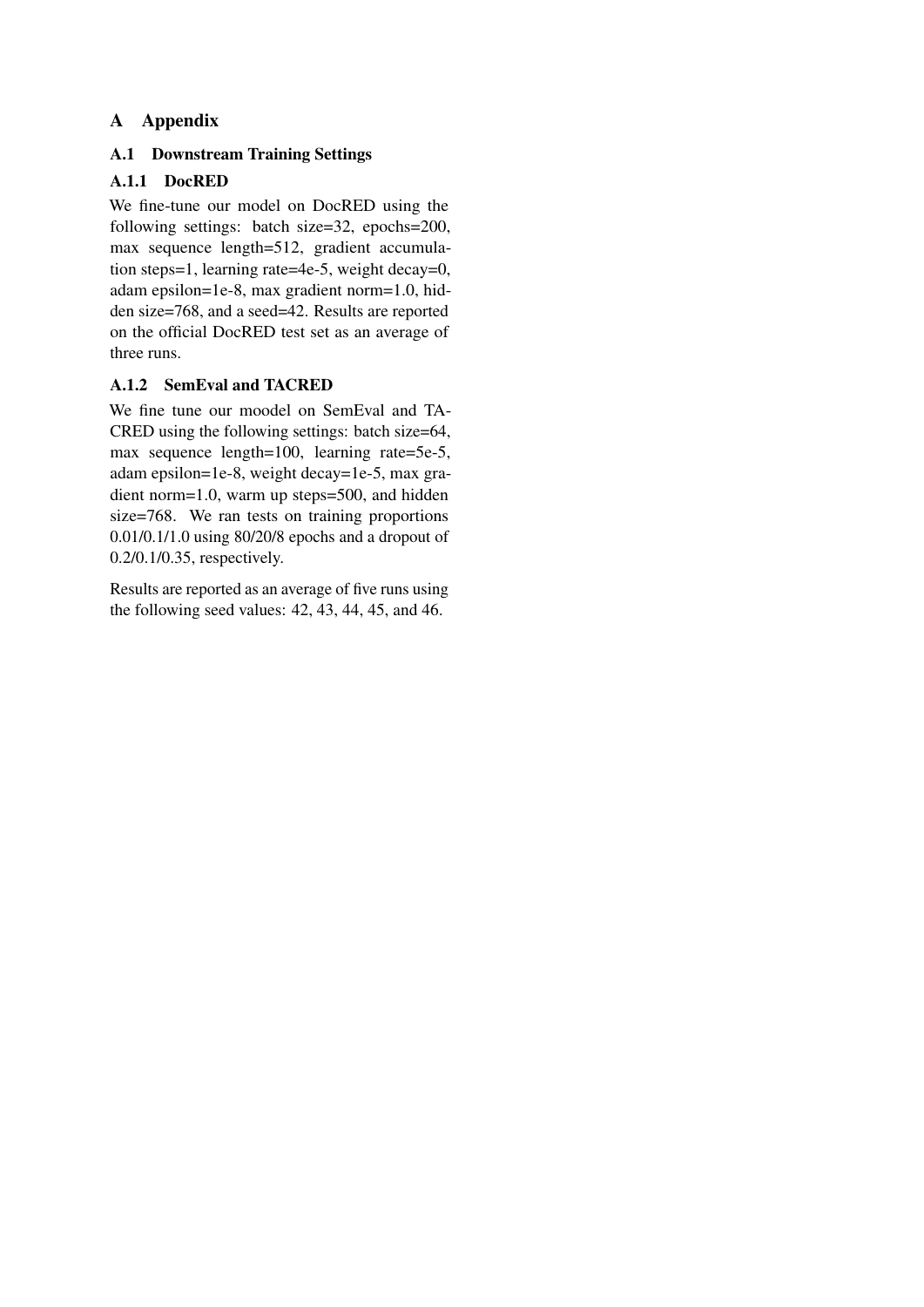# A Appendix

## A.1 Downstream Training Settings

### A.1.1 DocRED

We fine-tune our model on DocRED using the following settings: batch size=32, epochs=200, max sequence length=512, gradient accumulation steps=1, learning rate=4e-5, weight decay=0, adam epsilon=1e-8, max gradient norm=1.0, hidden size=768, and a seed=42. Results are reported on the official DocRED test set as an average of three runs.

### A.1.2 SemEval and TACRED

We fine tune our moodel on SemEval and TACRED using the following settings: batch size=64, max sequence length=100, learning rate=5e-5, adam epsilon=1e-8, weight decay=1e-5, max gradient norm=1.0, warm up steps=500, and hidden size=768. We ran tests on training proportions 0.01/0.1/1.0 using 80/20/8 epochs and a dropout of 0.2/0.1/0.35, respectively.

Results are reported as an average of five runs using the following seed values: 42, 43, 44, 45, and 46.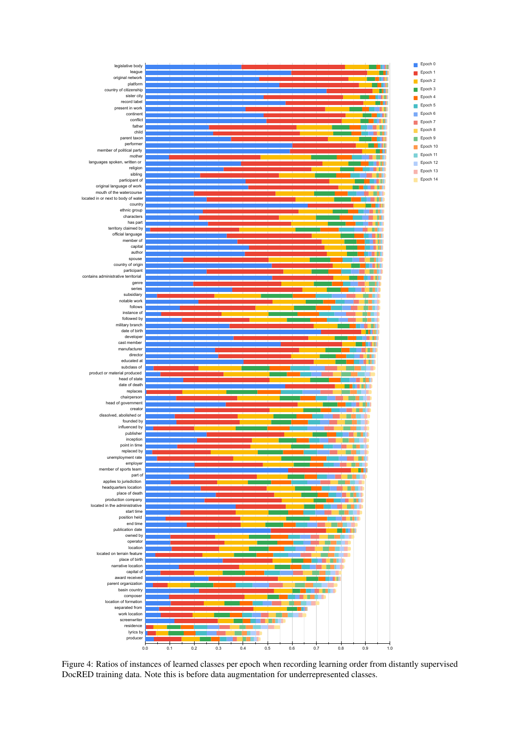legislative body
league
original network
platform
country of citizenship
sister city
record label
present in work
continent
conflict
father
child
parent taxon
performer
member of political party
mother
languages spoken, written or
religion
sibling
participant of
original language of work
mouth of the watercourse
located in or next to body of water
country
ethnic group
characters
has part
territory claimed by
official language
member of
capital
author
spouse
country of origin
participant
contains administrative territorial
genre
series
subsidiary
notable work
follows
instance of
followed by
military branch
date of birth
developer
cast member
manufacturer
director
educated at
subclass of
product or material produced
head of state
date of death
replaces
chairperson
head of government
creator
dissolved, abolished or
founded by
influenced by
publisher
inception
point in time
replaced by
unemployment rate
employer
member of sports team
part of
applies to jurisdiction
headquarters location
place of death
production company
located in the administrative
start time
position held
end time
publication date
owned by
operator
location
located on terrain feature
place of birth
narrative location
capital of
award received
parent organization
basin country
composer
location of formation
separated from
work location
screenwriter
residence
lyrics by
producer

0.0 0.1 0.2 0.3 0.4 0.5 0.6 0.7 0.8 0.9 1.0

Epoch 0
Epoch 1
Epoch 2
Epoch 3
Epoch 4
Epoch 5
Epoch 6
Epoch 7
Epoch 8
Epoch 9
Epoch 10
Epoch 11
Epoch 12
Epoch 13
Epoch 14

Figure 4: Ratios of instances of learned classes per epoch when recording learning order from distantly supervised DocRED training data. Note this is before data augmentation for underrepresented classes.